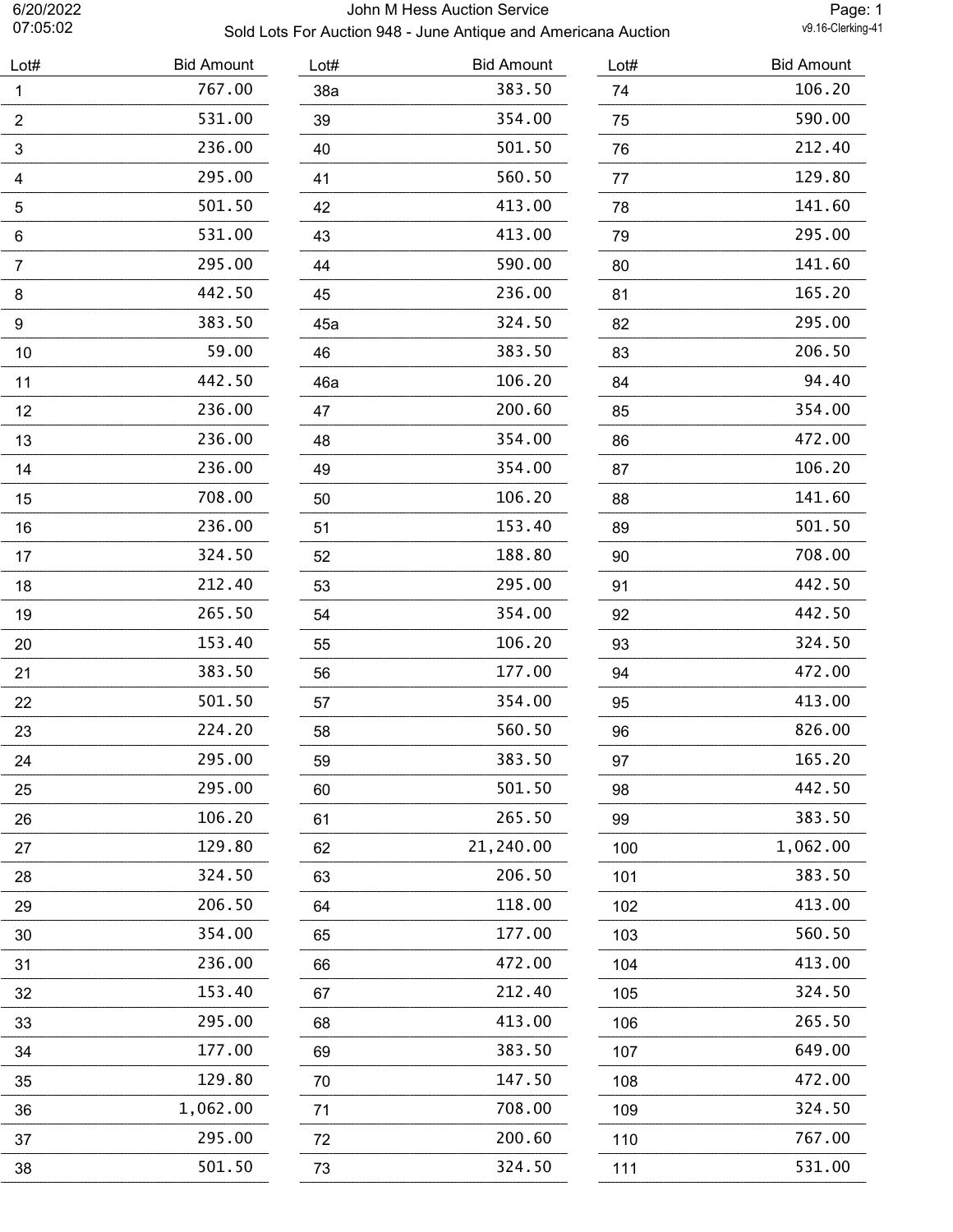# John M Hess Auction Service

## Sold Lots For Auction 948 - June Antique and Americana Auction

6/20/2022 07:05:02

| Lot# | Bid Amount | Lot# | Bid Amount | Lot# | Bid Amount |
|---|---|---|---|---|---|
| 1 | 767.00 | 38a | 383.50 | 74 | 106.20 |
| 2 | 531.00 | 39 | 354.00 | 75 | 590.00 |
| 3 | 236.00 | 40 | 501.50 | 76 | 212.40 |
| 4 | 295.00 | 41 | 560.50 | 77 | 129.80 |
| 5 | 501.50 | 42 | 413.00 | 78 | 141.60 |
| 6 | 531.00 | 43 | 413.00 | 79 | 295.00 |
| 7 | 295.00 | 44 | 590.00 | 80 | 141.60 |
| 8 | 442.50 | 45 | 236.00 | 81 | 165.20 |
| 9 | 383.50 | 45a | 324.50 | 82 | 295.00 |
| 10 | 59.00 | 46 | 383.50 | 83 | 206.50 |
| 11 | 442.50 | 46a | 106.20 | 84 | 94.40 |
| 12 | 236.00 | 47 | 200.60 | 85 | 354.00 |
| 13 | 236.00 | 48 | 354.00 | 86 | 472.00 |
| 14 | 236.00 | 49 | 354.00 | 87 | 106.20 |
| 15 | 708.00 | 50 | 106.20 | 88 | 141.60 |
| 16 | 236.00 | 51 | 153.40 | 89 | 501.50 |
| 17 | 324.50 | 52 | 188.80 | 90 | 708.00 |
| 18 | 212.40 | 53 | 295.00 | 91 | 442.50 |
| 19 | 265.50 | 54 | 354.00 | 92 | 442.50 |
| 20 | 153.40 | 55 | 106.20 | 93 | 324.50 |
| 21 | 383.50 | 56 | 177.00 | 94 | 472.00 |
| 22 | 501.50 | 57 | 354.00 | 95 | 413.00 |
| 23 | 224.20 | 58 | 560.50 | 96 | 826.00 |
| 24 | 295.00 | 59 | 383.50 | 97 | 165.20 |
| 25 | 295.00 | 60 | 501.50 | 98 | 442.50 |
| 26 | 106.20 | 61 | 265.50 | 99 | 383.50 |
| 27 | 129.80 | 62 | 21,240.00 | 100 | 1,062.00 |
| 28 | 324.50 | 63 | 206.50 | 101 | 383.50 |
| 29 | 206.50 | 64 | 118.00 | 102 | 413.00 |
| 30 | 354.00 | 65 | 177.00 | 103 | 560.50 |
| 31 | 236.00 | 66 | 472.00 | 104 | 413.00 |
| 32 | 153.40 | 67 | 212.40 | 105 | 324.50 |
| 33 | 295.00 | 68 | 413.00 | 106 | 265.50 |
| 34 | 177.00 | 69 | 383.50 | 107 | 649.00 |
| 35 | 129.80 | 70 | 147.50 | 108 | 472.00 |
| 36 | 1,062.00 | 71 | 708.00 | 109 | 324.50 |
| 37 | 295.00 | 72 | 200.60 | 110 | 767.00 |
| 38 | 501.50 | 73 | 324.50 | 111 | 531.00 |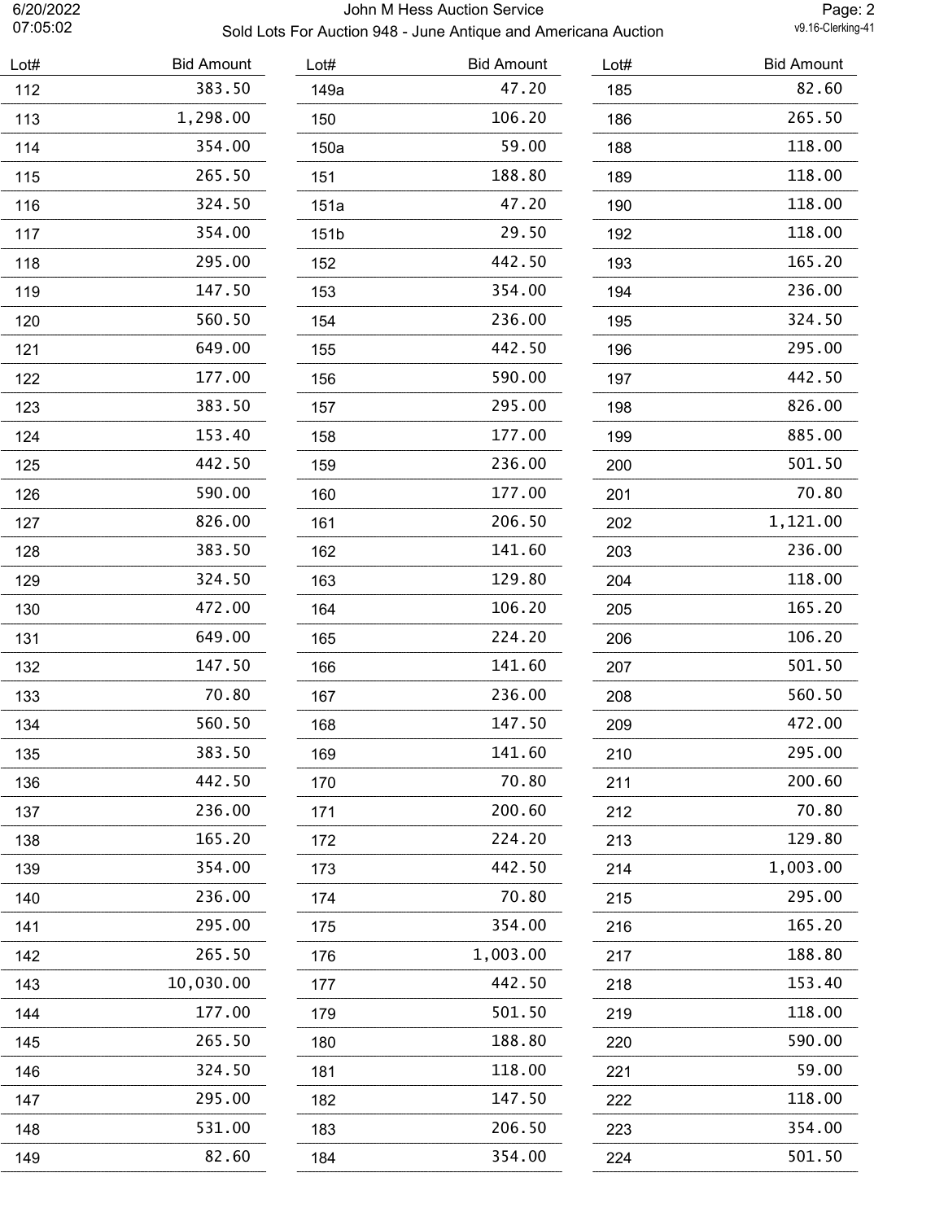| Lot# | Bid Amount | Lot# | Bid Amount | Lot# | Bid Amount |
|---|---|---|---|---|---|
| 112 | 383.50 | 149a | 47.20 | 185 | 82.60 |
| 113 | 1,298.00 | 150 | 106.20 | 186 | 265.50 |
| 114 | 354.00 | 150a | 59.00 | 188 | 118.00 |
| 115 | 265.50 | 151 | 188.80 | 189 | 118.00 |
| 116 | 324.50 | 151a | 47.20 | 190 | 118.00 |
| 117 | 354.00 | 151b | 29.50 | 192 | 118.00 |
| 118 | 295.00 | 152 | 442.50 | 193 | 165.20 |
| 119 | 147.50 | 153 | 354.00 | 194 | 236.00 |
| 120 | 560.50 | 154 | 236.00 | 195 | 324.50 |
| 121 | 649.00 | 155 | 442.50 | 196 | 295.00 |
| 122 | 177.00 | 156 | 590.00 | 197 | 442.50 |
| 123 | 383.50 | 157 | 295.00 | 198 | 826.00 |
| 124 | 153.40 | 158 | 177.00 | 199 | 885.00 |
| 125 | 442.50 | 159 | 236.00 | 200 | 501.50 |
| 126 | 590.00 | 160 | 177.00 | 201 | 70.80 |
| 127 | 826.00 | 161 | 206.50 | 202 | 1,121.00 |
| 128 | 383.50 | 162 | 141.60 | 203 | 236.00 |
| 129 | 324.50 | 163 | 129.80 | 204 | 118.00 |
| 130 | 472.00 | 164 | 106.20 | 205 | 165.20 |
| 131 | 649.00 | 165 | 224.20 | 206 | 106.20 |
| 132 | 147.50 | 166 | 141.60 | 207 | 501.50 |
| 133 | 70.80 | 167 | 236.00 | 208 | 560.50 |
| 134 | 560.50 | 168 | 147.50 | 209 | 472.00 |
| 135 | 383.50 | 169 | 141.60 | 210 | 295.00 |
| 136 | 442.50 | 170 | 70.80 | 211 | 200.60 |
| 137 | 236.00 | 171 | 200.60 | 212 | 70.80 |
| 138 | 165.20 | 172 | 224.20 | 213 | 129.80 |
| 139 | 354.00 | 173 | 442.50 | 214 | 1,003.00 |
| 140 | 236.00 | 174 | 70.80 | 215 | 295.00 |
| 141 | 295.00 | 175 | 354.00 | 216 | 165.20 |
| 142 | 265.50 | 176 | 1,003.00 | 217 | 188.80 |
| 143 | 10,030.00 | 177 | 442.50 | 218 | 153.40 |
| 144 | 177.00 | 179 | 501.50 | 219 | 118.00 |
| 145 | 265.50 | 180 | 188.80 | 220 | 590.00 |
| 146 | 324.50 | 181 | 118.00 | 221 | 59.00 |
| 147 | 295.00 | 182 | 147.50 | 222 | 118.00 |
| 148 | 531.00 | 183 | 206.50 | 223 | 354.00 |
| 149 | 82.60 | 184 | 354.00 | 224 | 501.50 |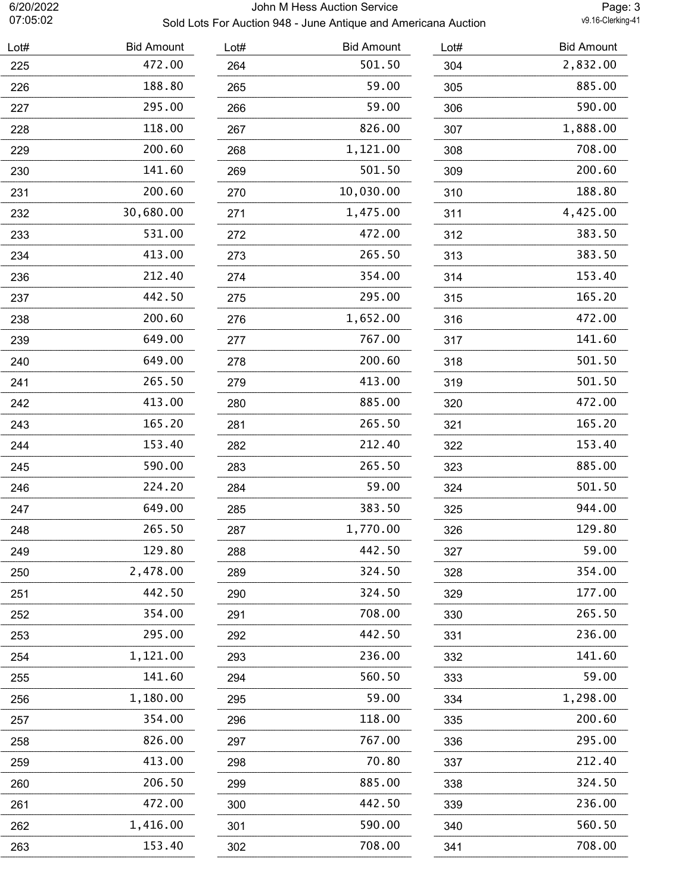# John M Hess Auction Service

## Sold Lots For Auction 948 - June Antique and Americana Auction

| Lot# | Bid Amount |
|---|---|
| 225 | 472.00 |
| 226 | 188.80 |
| 227 | 295.00 |
| 228 | 118.00 |
| 229 | 200.60 |
| 230 | 141.60 |
| 231 | 200.60 |
| 232 | 30,680.00 |
| 233 | 531.00 |
| 234 | 413.00 |
| 236 | 212.40 |
| 237 | 442.50 |
| 238 | 200.60 |
| 239 | 649.00 |
| 240 | 649.00 |
| 241 | 265.50 |
| 242 | 413.00 |
| 243 | 165.20 |
| 244 | 153.40 |
| 245 | 590.00 |
| 246 | 224.20 |
| 247 | 649.00 |
| 248 | 265.50 |
| 249 | 129.80 |
| 250 | 2,478.00 |
| 251 | 442.50 |
| 252 | 354.00 |
| 253 | 295.00 |
| 254 | 1,121.00 |
| 255 | 141.60 |
| 256 | 1,180.00 |
| 257 | 354.00 |
| 258 | 826.00 |
| 259 | 413.00 |
| 260 | 206.50 |
| 261 | 472.00 |
| 262 | 1,416.00 |
| 263 | 153.40 |
| 264 | 501.50 |
| 265 | 59.00 |
| 266 | 59.00 |
| 267 | 826.00 |
| 268 | 1,121.00 |
| 269 | 501.50 |
| 270 | 10,030.00 |
| 271 | 1,475.00 |
| 272 | 472.00 |
| 273 | 265.50 |
| 274 | 354.00 |
| 275 | 295.00 |
| 276 | 1,652.00 |
| 277 | 767.00 |
| 278 | 200.60 |
| 279 | 413.00 |
| 280 | 885.00 |
| 281 | 265.50 |
| 282 | 212.40 |
| 283 | 265.50 |
| 284 | 59.00 |
| 285 | 383.50 |
| 287 | 1,770.00 |
| 288 | 442.50 |
| 289 | 324.50 |
| 290 | 324.50 |
| 291 | 708.00 |
| 292 | 442.50 |
| 293 | 236.00 |
| 294 | 560.50 |
| 295 | 59.00 |
| 296 | 118.00 |
| 297 | 767.00 |
| 298 | 70.80 |
| 299 | 885.00 |
| 300 | 442.50 |
| 301 | 590.00 |
| 302 | 708.00 |
| 304 | 2,832.00 |
| 305 | 885.00 |
| 306 | 590.00 |
| 307 | 1,888.00 |
| 308 | 708.00 |
| 309 | 200.60 |
| 310 | 188.80 |
| 311 | 4,425.00 |
| 312 | 383.50 |
| 313 | 383.50 |
| 314 | 153.40 |
| 315 | 165.20 |
| 316 | 472.00 |
| 317 | 141.60 |
| 318 | 501.50 |
| 319 | 501.50 |
| 320 | 472.00 |
| 321 | 165.20 |
| 322 | 153.40 |
| 323 | 885.00 |
| 324 | 501.50 |
| 325 | 944.00 |
| 326 | 129.80 |
| 327 | 59.00 |
| 328 | 354.00 |
| 329 | 177.00 |
| 330 | 265.50 |
| 331 | 236.00 |
| 332 | 141.60 |
| 333 | 59.00 |
| 334 | 1,298.00 |
| 335 | 200.60 |
| 336 | 295.00 |
| 337 | 212.40 |
| 338 | 324.50 |
| 339 | 236.00 |
| 340 | 560.50 |
| 341 | 708.00 |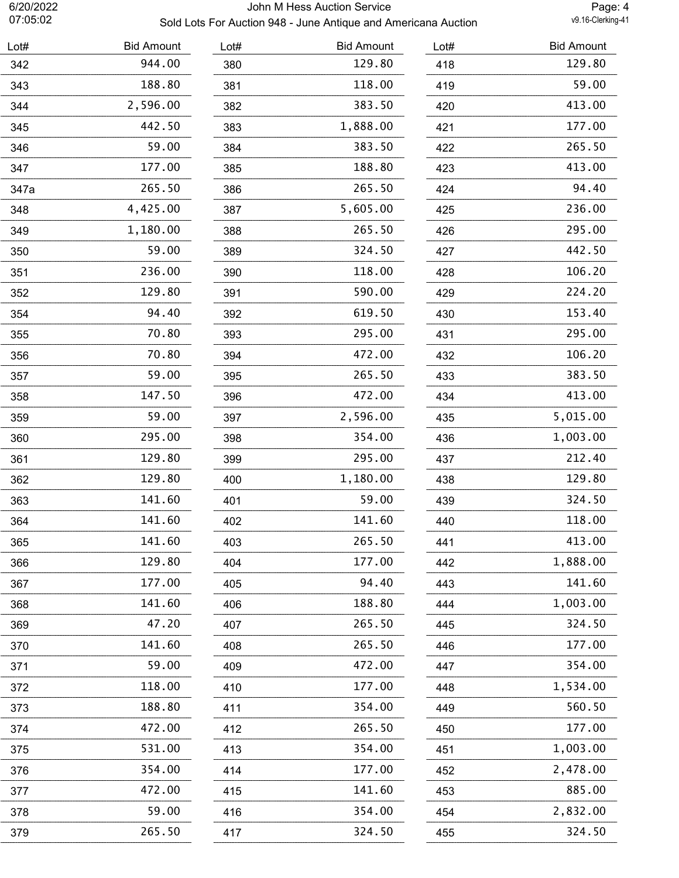| Lot# | Bid Amount | Lot# | Bid Amount | Lot# | Bid Amount |
|---|---|---|---|---|---|
| 342 | 944.00 | 380 | 129.80 | 418 | 129.80 |
| 343 | 188.80 | 381 | 118.00 | 419 | 59.00 |
| 344 | 2,596.00 | 382 | 383.50 | 420 | 413.00 |
| 345 | 442.50 | 383 | 1,888.00 | 421 | 177.00 |
| 346 | 59.00 | 384 | 383.50 | 422 | 265.50 |
| 347 | 177.00 | 385 | 188.80 | 423 | 413.00 |
| 347a | 265.50 | 386 | 265.50 | 424 | 94.40 |
| 348 | 4,425.00 | 387 | 5,605.00 | 425 | 236.00 |
| 349 | 1,180.00 | 388 | 265.50 | 426 | 295.00 |
| 350 | 59.00 | 389 | 324.50 | 427 | 442.50 |
| 351 | 236.00 | 390 | 118.00 | 428 | 106.20 |
| 352 | 129.80 | 391 | 590.00 | 429 | 224.20 |
| 354 | 94.40 | 392 | 619.50 | 430 | 153.40 |
| 355 | 70.80 | 393 | 295.00 | 431 | 295.00 |
| 356 | 70.80 | 394 | 472.00 | 432 | 106.20 |
| 357 | 59.00 | 395 | 265.50 | 433 | 383.50 |
| 358 | 147.50 | 396 | 472.00 | 434 | 413.00 |
| 359 | 59.00 | 397 | 2,596.00 | 435 | 5,015.00 |
| 360 | 295.00 | 398 | 354.00 | 436 | 1,003.00 |
| 361 | 129.80 | 399 | 295.00 | 437 | 212.40 |
| 362 | 129.80 | 400 | 1,180.00 | 438 | 129.80 |
| 363 | 141.60 | 401 | 59.00 | 439 | 324.50 |
| 364 | 141.60 | 402 | 141.60 | 440 | 118.00 |
| 365 | 141.60 | 403 | 265.50 | 441 | 413.00 |
| 366 | 129.80 | 404 | 177.00 | 442 | 1,888.00 |
| 367 | 177.00 | 405 | 94.40 | 443 | 141.60 |
| 368 | 141.60 | 406 | 188.80 | 444 | 1,003.00 |
| 369 | 47.20 | 407 | 265.50 | 445 | 324.50 |
| 370 | 141.60 | 408 | 265.50 | 446 | 177.00 |
| 371 | 59.00 | 409 | 472.00 | 447 | 354.00 |
| 372 | 118.00 | 410 | 177.00 | 448 | 1,534.00 |
| 373 | 188.80 | 411 | 354.00 | 449 | 560.50 |
| 374 | 472.00 | 412 | 265.50 | 450 | 177.00 |
| 375 | 531.00 | 413 | 354.00 | 451 | 1,003.00 |
| 376 | 354.00 | 414 | 177.00 | 452 | 2,478.00 |
| 377 | 472.00 | 415 | 141.60 | 453 | 885.00 |
| 378 | 59.00 | 416 | 354.00 | 454 | 2,832.00 |
| 379 | 265.50 | 417 | 324.50 | 455 | 324.50 |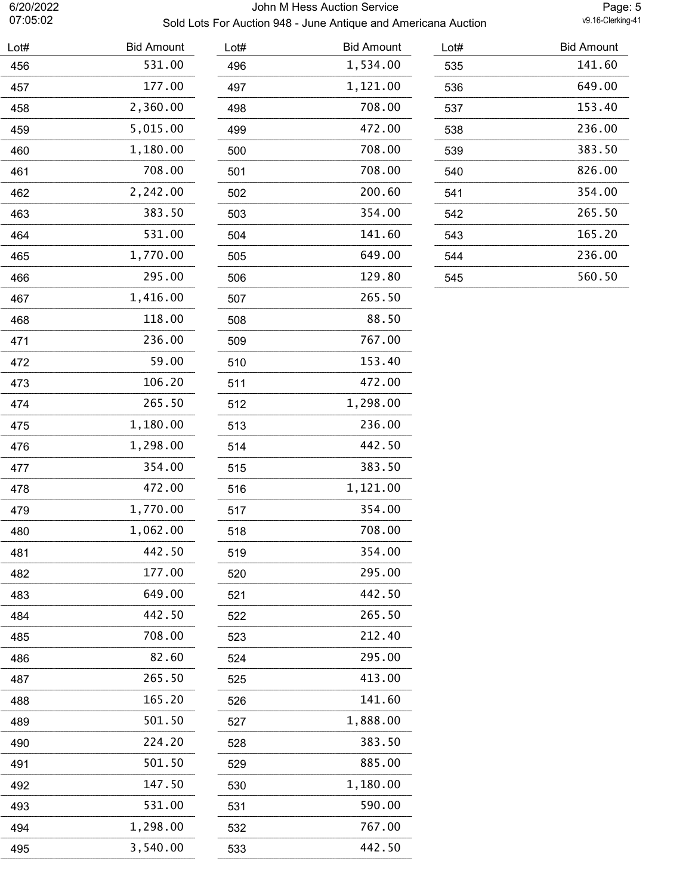John M Hess Auction Service

Sold Lots For Auction 948 - June Antique and Americana Auction

| Lot# | Bid Amount |
|---|---|
| 456 | 531.00 |
| 457 | 177.00 |
| 458 | 2,360.00 |
| 459 | 5,015.00 |
| 460 | 1,180.00 |
| 461 | 708.00 |
| 462 | 2,242.00 |
| 463 | 383.50 |
| 464 | 531.00 |
| 465 | 1,770.00 |
| 466 | 295.00 |
| 467 | 1,416.00 |
| 468 | 118.00 |
| 471 | 236.00 |
| 472 | 59.00 |
| 473 | 106.20 |
| 474 | 265.50 |
| 475 | 1,180.00 |
| 476 | 1,298.00 |
| 477 | 354.00 |
| 478 | 472.00 |
| 479 | 1,770.00 |
| 480 | 1,062.00 |
| 481 | 442.50 |
| 482 | 177.00 |
| 483 | 649.00 |
| 484 | 442.50 |
| 485 | 708.00 |
| 486 | 82.60 |
| 487 | 265.50 |
| 488 | 165.20 |
| 489 | 501.50 |
| 490 | 224.20 |
| 491 | 501.50 |
| 492 | 147.50 |
| 493 | 531.00 |
| 494 | 1,298.00 |
| 495 | 3,540.00 |
| 496 | 1,534.00 |
| 497 | 1,121.00 |
| 498 | 708.00 |
| 499 | 472.00 |
| 500 | 708.00 |
| 501 | 708.00 |
| 502 | 200.60 |
| 503 | 354.00 |
| 504 | 141.60 |
| 505 | 649.00 |
| 506 | 129.80 |
| 507 | 265.50 |
| 508 | 88.50 |
| 509 | 767.00 |
| 510 | 153.40 |
| 511 | 472.00 |
| 512 | 1,298.00 |
| 513 | 236.00 |
| 514 | 442.50 |
| 515 | 383.50 |
| 516 | 1,121.00 |
| 517 | 354.00 |
| 518 | 708.00 |
| 519 | 354.00 |
| 520 | 295.00 |
| 521 | 442.50 |
| 522 | 265.50 |
| 523 | 212.40 |
| 524 | 295.00 |
| 525 | 413.00 |
| 526 | 141.60 |
| 527 | 1,888.00 |
| 528 | 383.50 |
| 529 | 885.00 |
| 530 | 1,180.00 |
| 531 | 590.00 |
| 532 | 767.00 |
| 533 | 442.50 |
| 535 | 141.60 |
| 536 | 649.00 |
| 537 | 153.40 |
| 538 | 236.00 |
| 539 | 383.50 |
| 540 | 826.00 |
| 541 | 354.00 |
| 542 | 265.50 |
| 543 | 165.20 |
| 544 | 236.00 |
| 545 | 560.50 |